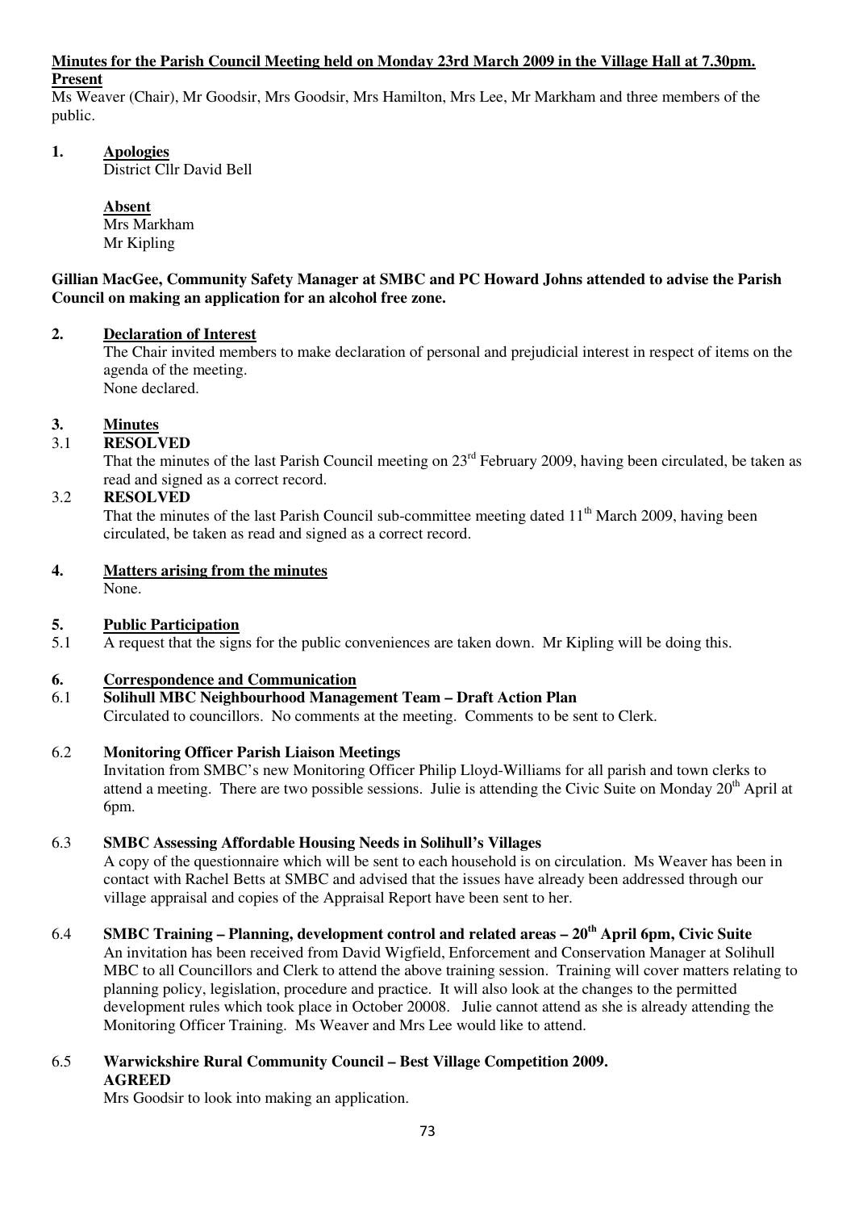**Minutes for the Parish Council Meeting held on Monday 23rd March 2009 in the Village Hall at 7.30pm.**

**Present**

Ms Weaver (Chair), Mr Goodsir, Mrs Goodsir, Mrs Hamilton, Mrs Lee, Mr Markham and three members of the public.

**1. Apologies**

District Cllr David Bell

**Absent**

Mrs Markham
Mr Kipling

**Gillian MacGee, Community Safety Manager at SMBC and PC Howard Johns attended to advise the Parish Council on making an application for an alcohol free zone.**

**2. Declaration of Interest**

The Chair invited members to make declaration of personal and prejudicial interest in respect of items on the agenda of the meeting.
None declared.

**3. Minutes**

3.1 **RESOLVED**

That the minutes of the last Parish Council meeting on 23rd February 2009, having been circulated, be taken as read and signed as a correct record.

3.2 **RESOLVED**

That the minutes of the last Parish Council sub-committee meeting dated 11th March 2009, having been circulated, be taken as read and signed as a correct record.

**4. Matters arising from the minutes**

None.

**5. Public Participation**

5.1 A request that the signs for the public conveniences are taken down. Mr Kipling will be doing this.

**6. Correspondence and Communication**

6.1 **Solihull MBC Neighbourhood Management Team – Draft Action Plan**

Circulated to councillors. No comments at the meeting. Comments to be sent to Clerk.

6.2 **Monitoring Officer Parish Liaison Meetings**

Invitation from SMBC's new Monitoring Officer Philip Lloyd-Williams for all parish and town clerks to attend a meeting. There are two possible sessions. Julie is attending the Civic Suite on Monday 20th April at 6pm.

6.3 **SMBC Assessing Affordable Housing Needs in Solihull's Villages**

A copy of the questionnaire which will be sent to each household is on circulation. Ms Weaver has been in contact with Rachel Betts at SMBC and advised that the issues have already been addressed through our village appraisal and copies of the Appraisal Report have been sent to her.

6.4 **SMBC Training – Planning, development control and related areas – 20th April 6pm, Civic Suite**

An invitation has been received from David Wigfield, Enforcement and Conservation Manager at Solihull MBC to all Councillors and Clerk to attend the above training session. Training will cover matters relating to planning policy, legislation, procedure and practice. It will also look at the changes to the permitted development rules which took place in October 20008. Julie cannot attend as she is already attending the Monitoring Officer Training. Ms Weaver and Mrs Lee would like to attend.

6.5 **Warwickshire Rural Community Council – Best Village Competition 2009.**
**AGREED**

Mrs Goodsir to look into making an application.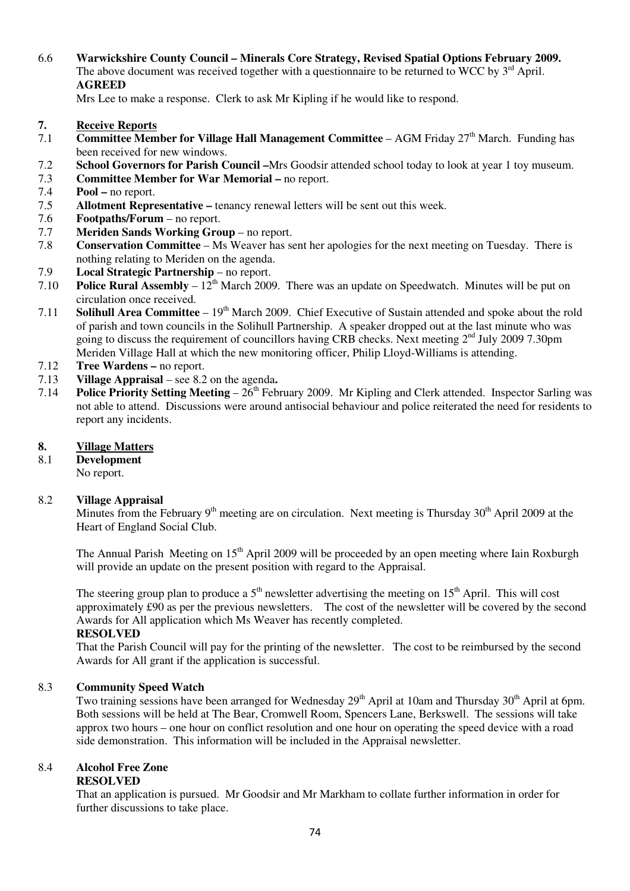6.6 **Warwickshire County Council – Minerals Core Strategy, Revised Spatial Options February 2009.**
The above document was received together with a questionnaire to be returned to WCC by 3rd April.
**AGREED**
Mrs Lee to make a response. Clerk to ask Mr Kipling if he would like to respond.

## 7. Receive Reports

7.1 **Committee Member for Village Hall Management Committee** – AGM Friday 27th March. Funding has been received for new windows.

7.2 **School Governors for Parish Council –**Mrs Goodsir attended school today to look at year 1 toy museum.

7.3 **Committee Member for War Memorial –** no report.

7.4 **Pool –** no report.

7.5 **Allotment Representative –** tenancy renewal letters will be sent out this week.

7.6 **Footpaths/Forum** – no report.

7.7 **Meriden Sands Working Group** – no report.

7.8 **Conservation Committee** – Ms Weaver has sent her apologies for the next meeting on Tuesday. There is nothing relating to Meriden on the agenda.

7.9 **Local Strategic Partnership** – no report.

7.10 **Police Rural Assembly** – 12th March 2009. There was an update on Speedwatch. Minutes will be put on circulation once received.

7.11 **Solihull Area Committee** – 19th March 2009. Chief Executive of Sustain attended and spoke about the rold of parish and town councils in the Solihull Partnership. A speaker dropped out at the last minute who was going to discuss the requirement of councillors having CRB checks. Next meeting 2nd July 2009 7.30pm Meriden Village Hall at which the new monitoring officer, Philip Lloyd-Williams is attending.

7.12 **Tree Wardens –** no report.

7.13 **Village Appraisal** – see 8.2 on the agenda**.**

7.14 **Police Priority Setting Meeting** – 26th February 2009. Mr Kipling and Clerk attended. Inspector Sarling was not able to attend. Discussions were around antisocial behaviour and police reiterated the need for residents to report any incidents.

## 8. Village Matters

8.1 **Development**
No report.

8.2 **Village Appraisal**
Minutes from the February 9th meeting are on circulation. Next meeting is Thursday 30th April 2009 at the Heart of England Social Club.

The Annual Parish Meeting on 15th April 2009 will be proceeded by an open meeting where Iain Roxburgh will provide an update on the present position with regard to the Appraisal.

The steering group plan to produce a 5th newsletter advertising the meeting on 15th April. This will cost approximately £90 as per the previous newsletters. The cost of the newsletter will be covered by the second Awards for All application which Ms Weaver has recently completed.
**RESOLVED**
That the Parish Council will pay for the printing of the newsletter. The cost to be reimbursed by the second Awards for All grant if the application is successful.

8.3 **Community Speed Watch**
Two training sessions have been arranged for Wednesday 29th April at 10am and Thursday 30th April at 6pm. Both sessions will be held at The Bear, Cromwell Room, Spencers Lane, Berkswell. The sessions will take approx two hours – one hour on conflict resolution and one hour on operating the speed device with a road side demonstration. This information will be included in the Appraisal newsletter.

8.4 **Alcohol Free Zone**
**RESOLVED**
That an application is pursued. Mr Goodsir and Mr Markham to collate further information in order for further discussions to take place.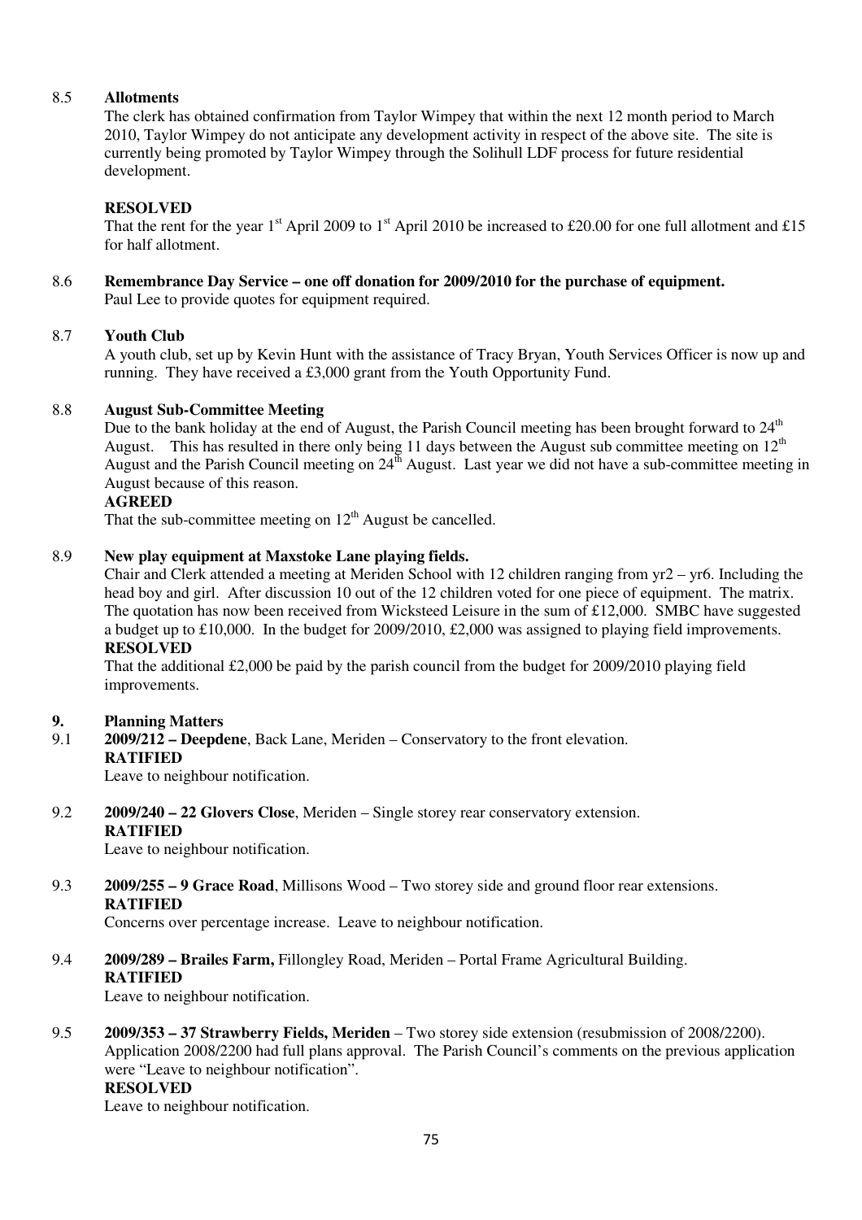8.5 **Allotments**

The clerk has obtained confirmation from Taylor Wimpey that within the next 12 month period to March 2010, Taylor Wimpey do not anticipate any development activity in respect of the above site. The site is currently being promoted by Taylor Wimpey through the Solihull LDF process for future residential development.

**RESOLVED**

That the rent for the year 1st April 2009 to 1st April 2010 be increased to £20.00 for one full allotment and £15 for half allotment.

8.6 **Remembrance Day Service – one off donation for 2009/2010 for the purchase of equipment.**

Paul Lee to provide quotes for equipment required.

8.7 **Youth Club**

A youth club, set up by Kevin Hunt with the assistance of Tracy Bryan, Youth Services Officer is now up and running. They have received a £3,000 grant from the Youth Opportunity Fund.

8.8 **August Sub-Committee Meeting**

Due to the bank holiday at the end of August, the Parish Council meeting has been brought forward to 24th August. This has resulted in there only being 11 days between the August sub committee meeting on 12th August and the Parish Council meeting on 24th August. Last year we did not have a sub-committee meeting in August because of this reason.

**AGREED**

That the sub-committee meeting on 12th August be cancelled.

8.9 **New play equipment at Maxstoke Lane playing fields.**

Chair and Clerk attended a meeting at Meriden School with 12 children ranging from yr2 – yr6. Including the head boy and girl. After discussion 10 out of the 12 children voted for one piece of equipment. The matrix. The quotation has now been received from Wicksteed Leisure in the sum of £12,000. SMBC have suggested a budget up to £10,000. In the budget for 2009/2010, £2,000 was assigned to playing field improvements.

**RESOLVED**

That the additional £2,000 be paid by the parish council from the budget for 2009/2010 playing field improvements.

## 9. Planning Matters

9.1 **2009/212 – Deepdene**, Back Lane, Meriden – Conservatory to the front elevation.

**RATIFIED**

Leave to neighbour notification.

9.2 **2009/240 – 22 Glovers Close**, Meriden – Single storey rear conservatory extension.

**RATIFIED**

Leave to neighbour notification.

9.3 **2009/255 – 9 Grace Road**, Millisons Wood – Two storey side and ground floor rear extensions.

**RATIFIED**

Concerns over percentage increase. Leave to neighbour notification.

9.4 **2009/289 – Brailes Farm,** Fillongley Road, Meriden – Portal Frame Agricultural Building.

**RATIFIED**

Leave to neighbour notification.

9.5 **2009/353 – 37 Strawberry Fields, Meriden** – Two storey side extension (resubmission of 2008/2200). Application 2008/2200 had full plans approval. The Parish Council's comments on the previous application were "Leave to neighbour notification".

**RESOLVED**

Leave to neighbour notification.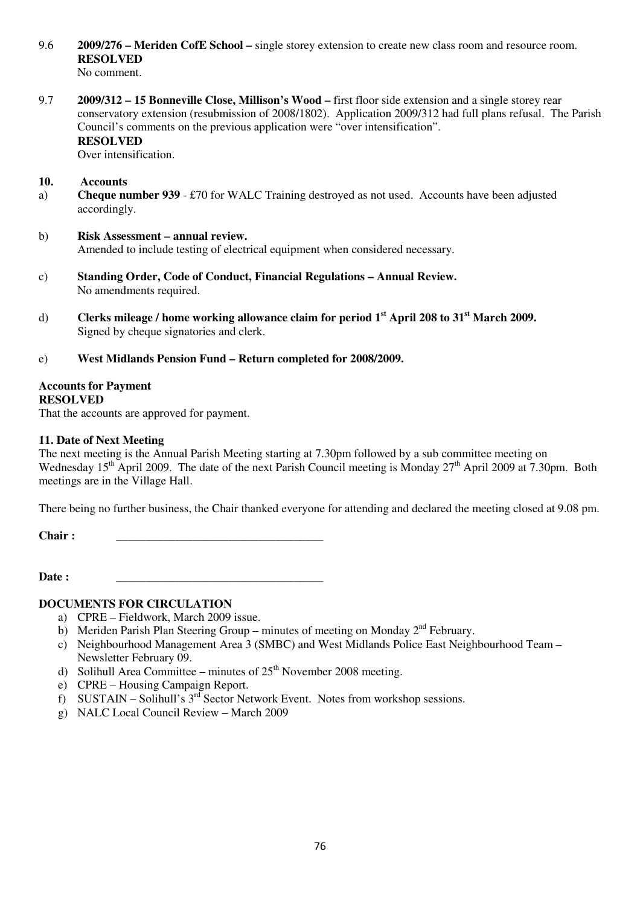9.6 **2009/276 – Meriden CofE School –** single storey extension to create new class room and resource room.
**RESOLVED**
No comment.

9.7 **2009/312 – 15 Bonneville Close, Millison's Wood –** first floor side extension and a single storey rear conservatory extension (resubmission of 2008/1802). Application 2009/312 had full plans refusal. The Parish Council's comments on the previous application were "over intensification".
**RESOLVED**
Over intensification.

**10. Accounts**

a) **Cheque number 939** - £70 for WALC Training destroyed as not used. Accounts have been adjusted accordingly.

b) **Risk Assessment – annual review.**
Amended to include testing of electrical equipment when considered necessary.

c) **Standing Order, Code of Conduct, Financial Regulations – Annual Review.**
No amendments required.

d) **Clerks mileage / home working allowance claim for period 1st April 208 to 31st March 2009.**
Signed by cheque signatories and clerk.

e) **West Midlands Pension Fund – Return completed for 2008/2009.**

**Accounts for Payment**
**RESOLVED**
That the accounts are approved for payment.

**11. Date of Next Meeting**
The next meeting is the Annual Parish Meeting starting at 7.30pm followed by a sub committee meeting on Wednesday 15th April 2009. The date of the next Parish Council meeting is Monday 27th April 2009 at 7.30pm. Both meetings are in the Village Hall.

There being no further business, the Chair thanked everyone for attending and declared the meeting closed at 9.08 pm.

**Chair :** ___________________________________

**Date :** ___________________________________

**DOCUMENTS FOR CIRCULATION**

a) CPRE – Fieldwork, March 2009 issue.
b) Meriden Parish Plan Steering Group – minutes of meeting on Monday 2nd February.
c) Neighbourhood Management Area 3 (SMBC) and West Midlands Police East Neighbourhood Team – Newsletter February 09.
d) Solihull Area Committee – minutes of 25th November 2008 meeting.
e) CPRE – Housing Campaign Report.
f) SUSTAIN – Solihull's 3rd Sector Network Event. Notes from workshop sessions.
g) NALC Local Council Review – March 2009